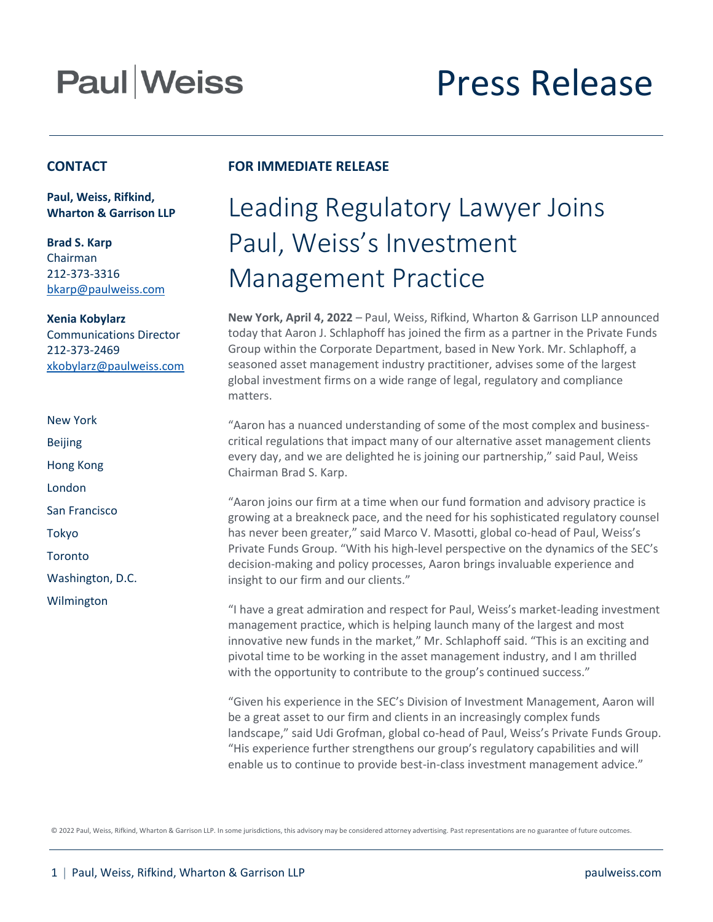Paul | Weiss

# Press Release

**CONTACT**

**Paul, Weiss, Rifkind, Wharton & Garrison LLP**

**Brad S. Karp**
Chairman
212-373-3316
bkarp@paulweiss.com

**Xenia Kobylarz**
Communications Director
212-373-2469
xkobylarz@paulweiss.com

New York
Beijing
Hong Kong
London
San Francisco
Tokyo
Toronto
Washington, D.C.
Wilmington

**FOR IMMEDIATE RELEASE**

## Leading Regulatory Lawyer Joins Paul, Weiss's Investment Management Practice

**New York, April 4, 2022** – Paul, Weiss, Rifkind, Wharton & Garrison LLP announced today that Aaron J. Schlaphoff has joined the firm as a partner in the Private Funds Group within the Corporate Department, based in New York. Mr. Schlaphoff, a seasoned asset management industry practitioner, advises some of the largest global investment firms on a wide range of legal, regulatory and compliance matters.

"Aaron has a nuanced understanding of some of the most complex and business-critical regulations that impact many of our alternative asset management clients every day, and we are delighted he is joining our partnership," said Paul, Weiss Chairman Brad S. Karp.

"Aaron joins our firm at a time when our fund formation and advisory practice is growing at a breakneck pace, and the need for his sophisticated regulatory counsel has never been greater," said Marco V. Masotti, global co-head of Paul, Weiss's Private Funds Group. "With his high-level perspective on the dynamics of the SEC's decision-making and policy processes, Aaron brings invaluable experience and insight to our firm and our clients."

"I have a great admiration and respect for Paul, Weiss's market-leading investment management practice, which is helping launch many of the largest and most innovative new funds in the market," Mr. Schlaphoff said. "This is an exciting and pivotal time to be working in the asset management industry, and I am thrilled with the opportunity to contribute to the group's continued success."

"Given his experience in the SEC's Division of Investment Management, Aaron will be a great asset to our firm and clients in an increasingly complex funds landscape," said Udi Grofman, global co-head of Paul, Weiss's Private Funds Group. "His experience further strengthens our group's regulatory capabilities and will enable us to continue to provide best-in-class investment management advice."

© 2022 Paul, Weiss, Rifkind, Wharton & Garrison LLP. In some jurisdictions, this advisory may be considered attorney advertising. Past representations are no guarantee of future outcomes.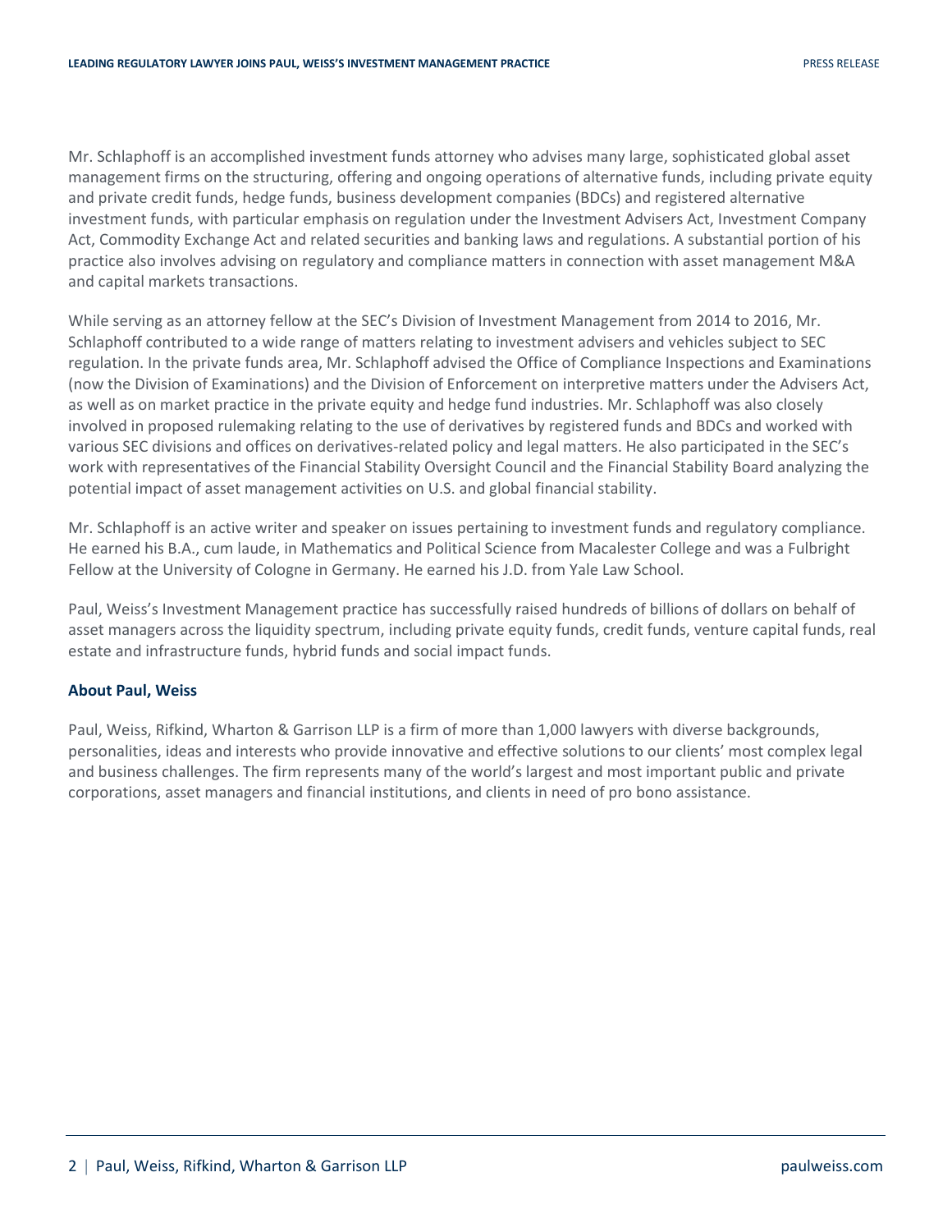Mr. Schlaphoff is an accomplished investment funds attorney who advises many large, sophisticated global asset management firms on the structuring, offering and ongoing operations of alternative funds, including private equity and private credit funds, hedge funds, business development companies (BDCs) and registered alternative investment funds, with particular emphasis on regulation under the Investment Advisers Act, Investment Company Act, Commodity Exchange Act and related securities and banking laws and regulations. A substantial portion of his practice also involves advising on regulatory and compliance matters in connection with asset management M&A and capital markets transactions.

While serving as an attorney fellow at the SEC's Division of Investment Management from 2014 to 2016, Mr. Schlaphoff contributed to a wide range of matters relating to investment advisers and vehicles subject to SEC regulation. In the private funds area, Mr. Schlaphoff advised the Office of Compliance Inspections and Examinations (now the Division of Examinations) and the Division of Enforcement on interpretive matters under the Advisers Act, as well as on market practice in the private equity and hedge fund industries. Mr. Schlaphoff was also closely involved in proposed rulemaking relating to the use of derivatives by registered funds and BDCs and worked with various SEC divisions and offices on derivatives-related policy and legal matters. He also participated in the SEC's work with representatives of the Financial Stability Oversight Council and the Financial Stability Board analyzing the potential impact of asset management activities on U.S. and global financial stability.

Mr. Schlaphoff is an active writer and speaker on issues pertaining to investment funds and regulatory compliance. He earned his B.A., cum laude, in Mathematics and Political Science from Macalester College and was a Fulbright Fellow at the University of Cologne in Germany. He earned his J.D. from Yale Law School.

Paul, Weiss's Investment Management practice has successfully raised hundreds of billions of dollars on behalf of asset managers across the liquidity spectrum, including private equity funds, credit funds, venture capital funds, real estate and infrastructure funds, hybrid funds and social impact funds.

**About Paul, Weiss**

Paul, Weiss, Rifkind, Wharton & Garrison LLP is a firm of more than 1,000 lawyers with diverse backgrounds, personalities, ideas and interests who provide innovative and effective solutions to our clients' most complex legal and business challenges. The firm represents many of the world's largest and most important public and private corporations, asset managers and financial institutions, and clients in need of pro bono assistance.